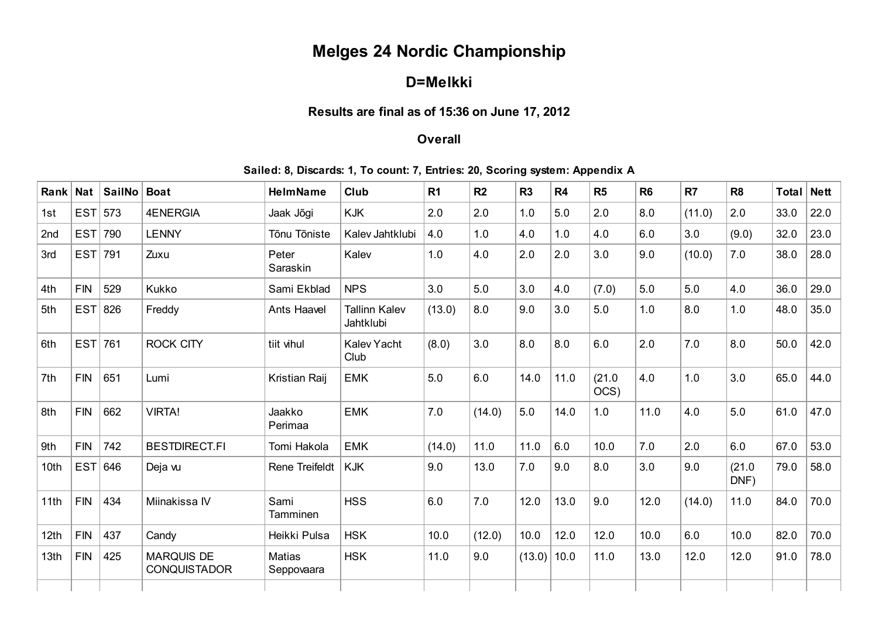# Melges 24 Nordic Championship

## D=Melkki

### Results are final as of 15:36 on June 17, 2012

### Overall

**Sailed: 8, Discards: 1, To count: 7, Entries: 20, Scoring system: Appendix A**

| Rank | Nat | SailNo | Boat | HelmName | Club | R1 | R2 | R3 | R4 | R5 | R6 | R7 | R8 | Total | Nett |
|---|---|---|---|---|---|---|---|---|---|---|---|---|---|---|---|
| 1st | EST | 573 | 4ENERGIA | Jaak Jõgi | KJK | 2.0 | 2.0 | 1.0 | 5.0 | 2.0 | 8.0 | (11.0) | 2.0 | 33.0 | 22.0 |
| 2nd | EST | 790 | LENNY | Tõnu Tõniste | Kalev Jahtklubi | 4.0 | 1.0 | 4.0 | 1.0 | 4.0 | 6.0 | 3.0 | (9.0) | 32.0 | 23.0 |
| 3rd | EST | 791 | Zuxu | Peter Saraskin | Kalev | 1.0 | 4.0 | 2.0 | 2.0 | 3.0 | 9.0 | (10.0) | 7.0 | 38.0 | 28.0 |
| 4th | FIN | 529 | Kukko | Sami Ekblad | NPS | 3.0 | 5.0 | 3.0 | 4.0 | (7.0) | 5.0 | 5.0 | 4.0 | 36.0 | 29.0 |
| 5th | EST | 826 | Freddy | Ants Haavel | Tallinn Kalev Jahtklubi | (13.0) | 8.0 | 9.0 | 3.0 | 5.0 | 1.0 | 8.0 | 1.0 | 48.0 | 35.0 |
| 6th | EST | 761 | ROCK CITY | tiit vihul | Kalev Yacht Club | (8.0) | 3.0 | 8.0 | 8.0 | 6.0 | 2.0 | 7.0 | 8.0 | 50.0 | 42.0 |
| 7th | FIN | 651 | Lumi | Kristian Raij | EMK | 5.0 | 6.0 | 14.0 | 11.0 | (21.0 OCS) | 4.0 | 1.0 | 3.0 | 65.0 | 44.0 |
| 8th | FIN | 662 | VIRTA! | Jaakko Perimaa | EMK | 7.0 | (14.0) | 5.0 | 14.0 | 1.0 | 11.0 | 4.0 | 5.0 | 61.0 | 47.0 |
| 9th | FIN | 742 | BESTDIRECT.FI | Tomi Hakola | EMK | (14.0) | 11.0 | 11.0 | 6.0 | 10.0 | 7.0 | 2.0 | 6.0 | 67.0 | 53.0 |
| 10th | EST | 646 | Deja vu | Rene Treifeldt | KJK | 9.0 | 13.0 | 7.0 | 9.0 | 8.0 | 3.0 | 9.0 | (21.0 DNF) | 79.0 | 58.0 |
| 11th | FIN | 434 | Miinakissa IV | Sami Tamminen | HSS | 6.0 | 7.0 | 12.0 | 13.0 | 9.0 | 12.0 | (14.0) | 11.0 | 84.0 | 70.0 |
| 12th | FIN | 437 | Candy | Heikki Pulsa | HSK | 10.0 | (12.0) | 10.0 | 12.0 | 12.0 | 10.0 | 6.0 | 10.0 | 82.0 | 70.0 |
| 13th | FIN | 425 | MARQUIS DE CONQUISTADOR | Matias Seppovaara | HSK | 11.0 | 9.0 | (13.0) | 10.0 | 11.0 | 13.0 | 12.0 | 12.0 | 91.0 | 78.0 |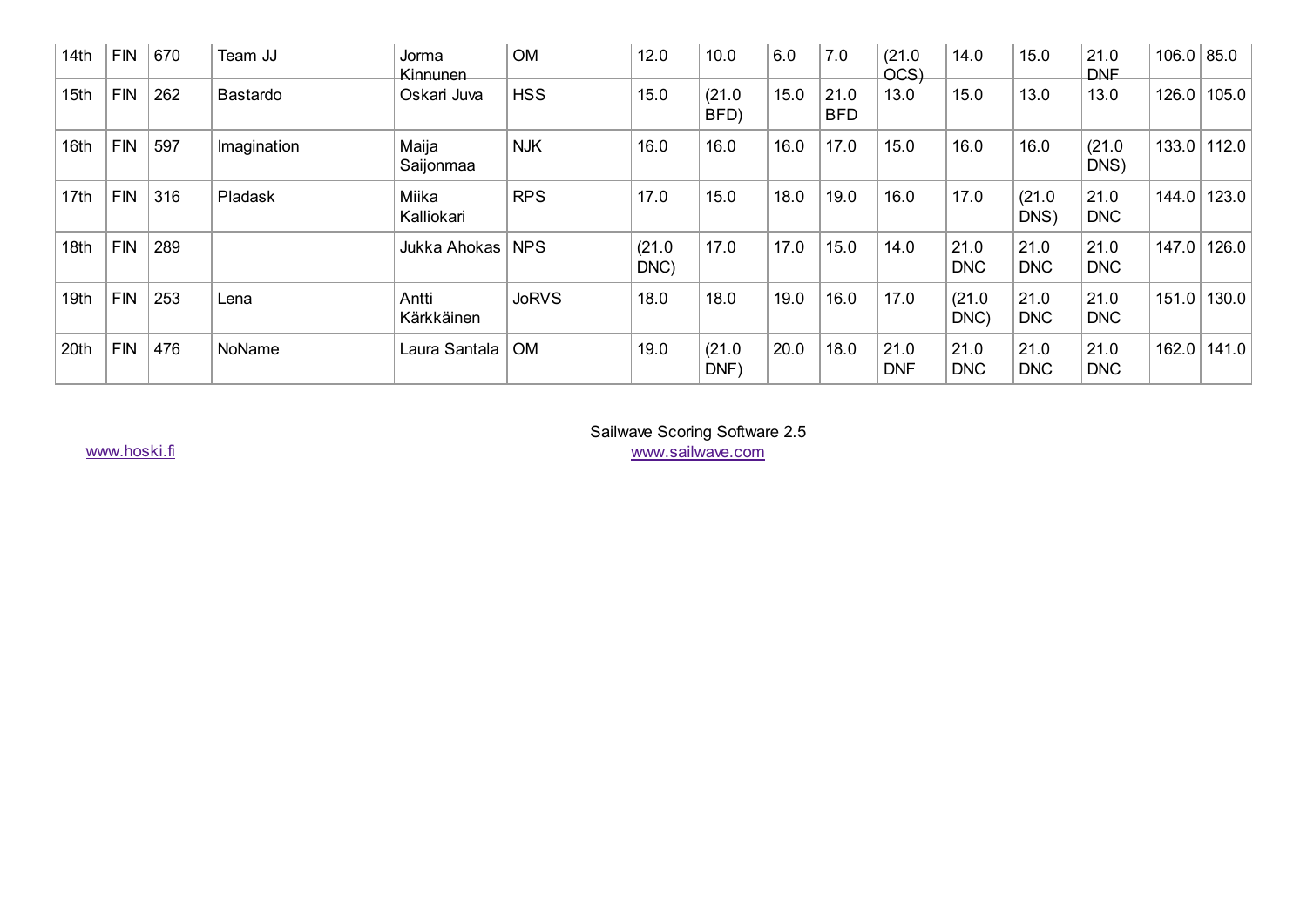| | | | | | | | | | | | | | | | |
|---|---|---|---|---|---|---|---|---|---|---|---|---|---|---|---|
| 14th | FIN | 670 | Team JJ | Jorma Kinnunen | OM | 12.0 | 10.0 | 6.0 | 7.0 | (21.0 OCS) | 14.0 | 15.0 | 21.0 DNF | 106.0 | 85.0 |
| 15th | FIN | 262 | Bastardo | Oskari Juva | HSS | 15.0 | (21.0 BFD) | 15.0 | 21.0 BFD | 13.0 | 15.0 | 13.0 | 13.0 | 126.0 | 105.0 |
| 16th | FIN | 597 | Imagination | Maija Saijonmaa | NJK | 16.0 | 16.0 | 16.0 | 17.0 | 15.0 | 16.0 | 16.0 | (21.0 DNS) | 133.0 | 112.0 |
| 17th | FIN | 316 | Pladask | Miika Kalliokari | RPS | 17.0 | 15.0 | 18.0 | 19.0 | 16.0 | 17.0 | (21.0 DNS) | 21.0 DNC | 144.0 | 123.0 |
| 18th | FIN | 289 | | Jukka Ahokas | NPS | (21.0 DNC) | 17.0 | 17.0 | 15.0 | 14.0 | 21.0 DNC | 21.0 DNC | 21.0 DNC | 147.0 | 126.0 |
| 19th | FIN | 253 | Lena | Antti Kärkkäinen | JoRVS | 18.0 | 18.0 | 19.0 | 16.0 | 17.0 | (21.0 DNC) | 21.0 DNC | 21.0 DNC | 151.0 | 130.0 |
| 20th | FIN | 476 | NoName | Laura Santala | OM | 19.0 | (21.0 DNF) | 20.0 | 18.0 | 21.0 DNF | 21.0 DNC | 21.0 DNC | 21.0 DNC | 162.0 | 141.0 |

www.hoski.fi

Sailwave Scoring Software 2.5
www.sailwave.com